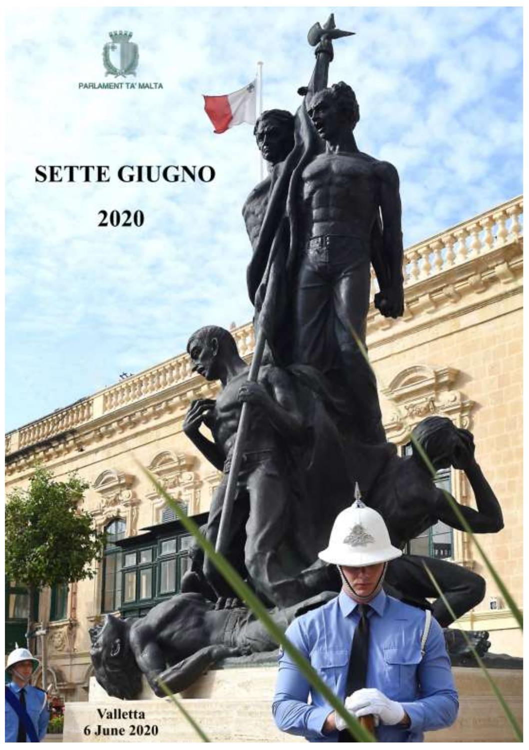PARLAMENT TA' MALTA

# SETTE GIUGNO

# 2020

Valletta
6 June 2020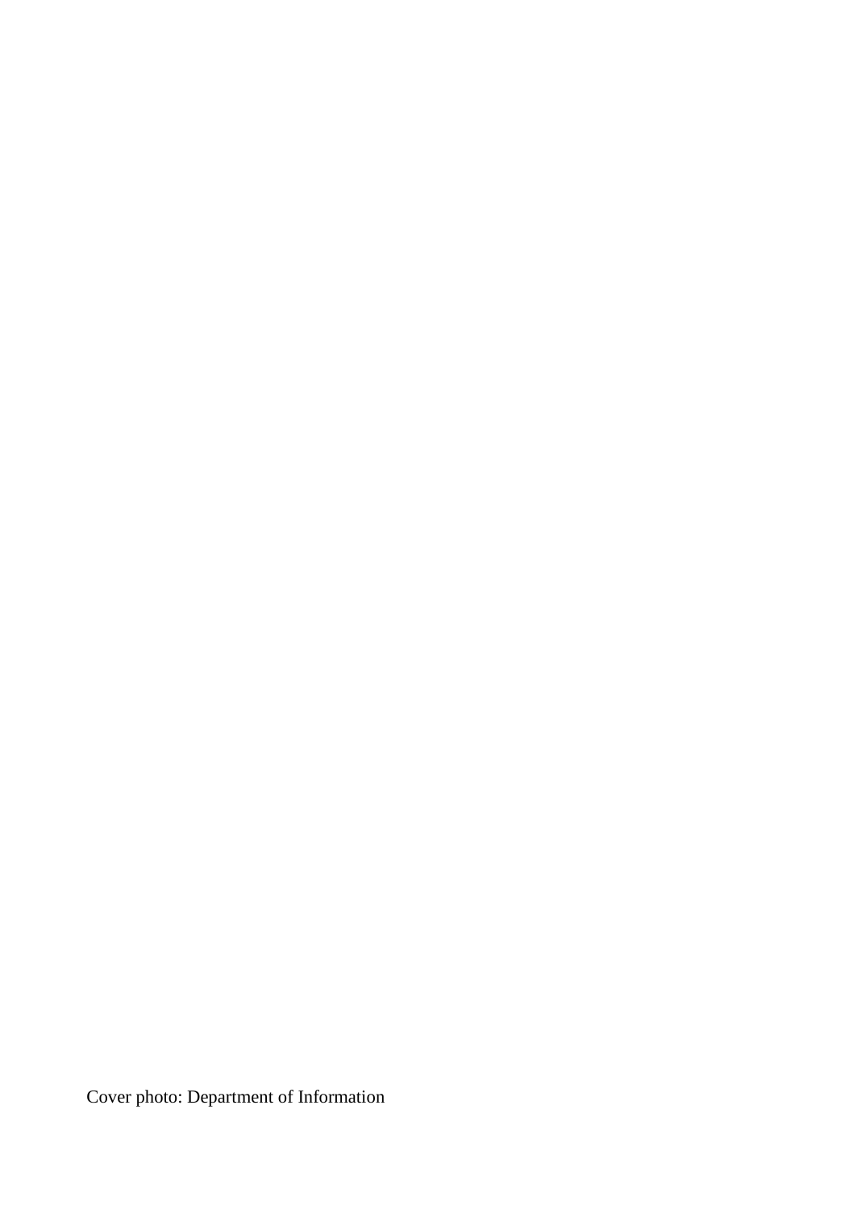Cover photo: Department of Information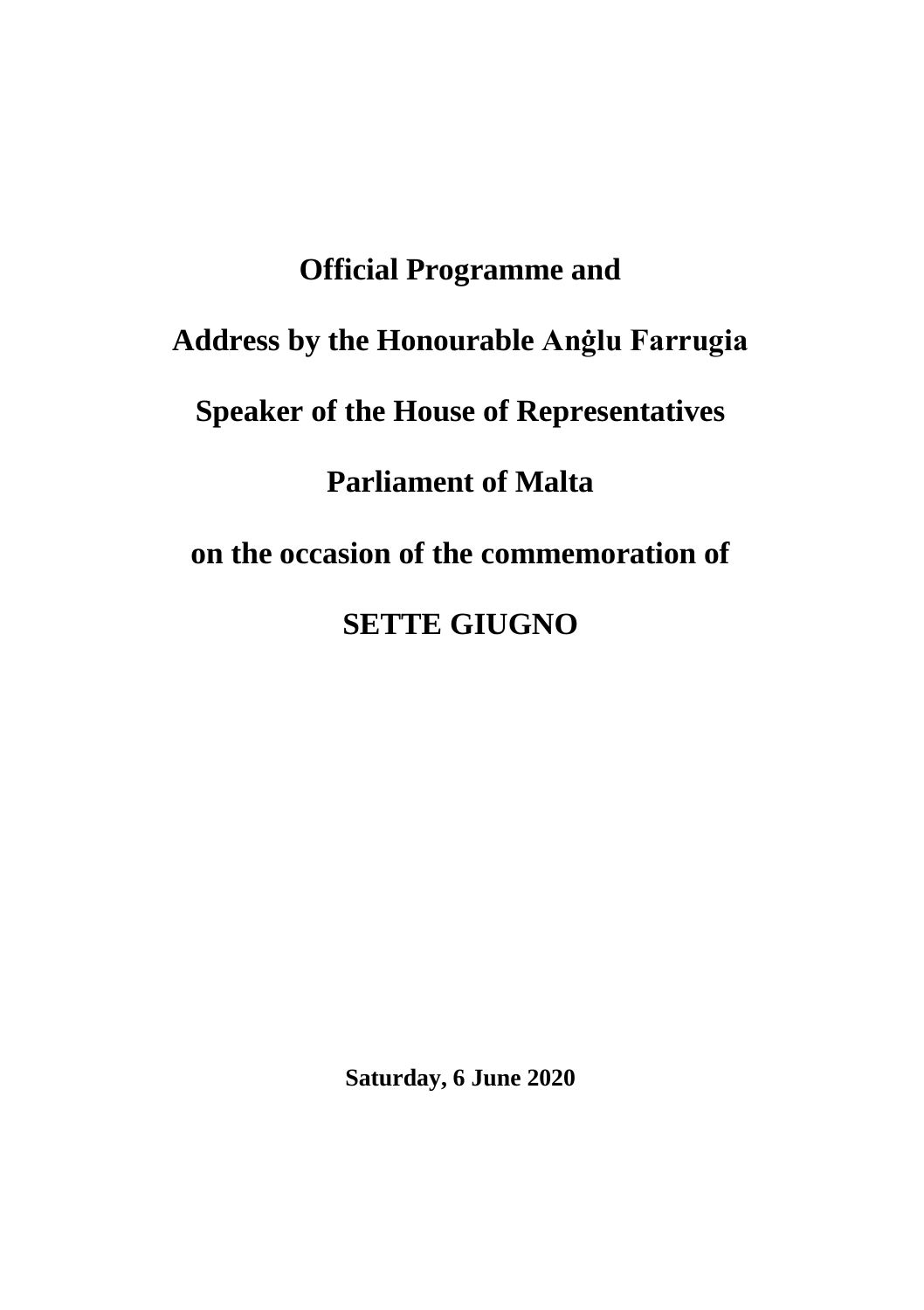# Official Programme and

# Address by the Honourable Anġlu Farrugia

# Speaker of the House of Representatives

# Parliament of Malta

# on the occasion of the commemoration of

# SETTE GIUGNO

**Saturday, 6 June 2020**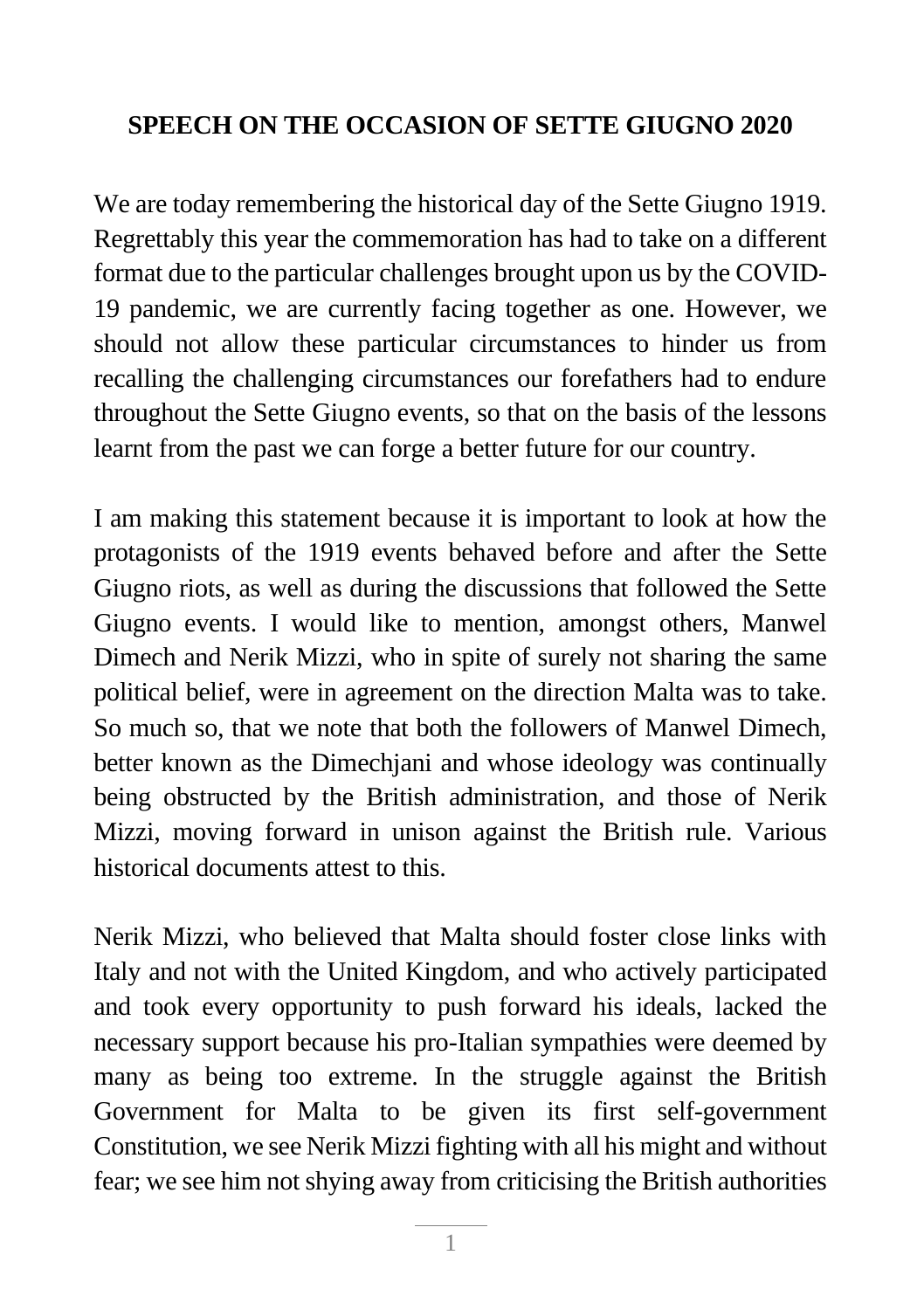**SPEECH ON THE OCCASION OF SETTE GIUGNO 2020**

We are today remembering the historical day of the Sette Giugno 1919. Regrettably this year the commemoration has had to take on a different format due to the particular challenges brought upon us by the COVID-19 pandemic, we are currently facing together as one. However, we should not allow these particular circumstances to hinder us from recalling the challenging circumstances our forefathers had to endure throughout the Sette Giugno events, so that on the basis of the lessons learnt from the past we can forge a better future for our country.

I am making this statement because it is important to look at how the protagonists of the 1919 events behaved before and after the Sette Giugno riots, as well as during the discussions that followed the Sette Giugno events. I would like to mention, amongst others, Manwel Dimech and Nerik Mizzi, who in spite of surely not sharing the same political belief, were in agreement on the direction Malta was to take. So much so, that we note that both the followers of Manwel Dimech, better known as the Dimechjani and whose ideology was continually being obstructed by the British administration, and those of Nerik Mizzi, moving forward in unison against the British rule. Various historical documents attest to this.

Nerik Mizzi, who believed that Malta should foster close links with Italy and not with the United Kingdom, and who actively participated and took every opportunity to push forward his ideals, lacked the necessary support because his pro-Italian sympathies were deemed by many as being too extreme. In the struggle against the British Government for Malta to be given its first self-government Constitution, we see Nerik Mizzi fighting with all his might and without fear; we see him not shying away from criticising the British authorities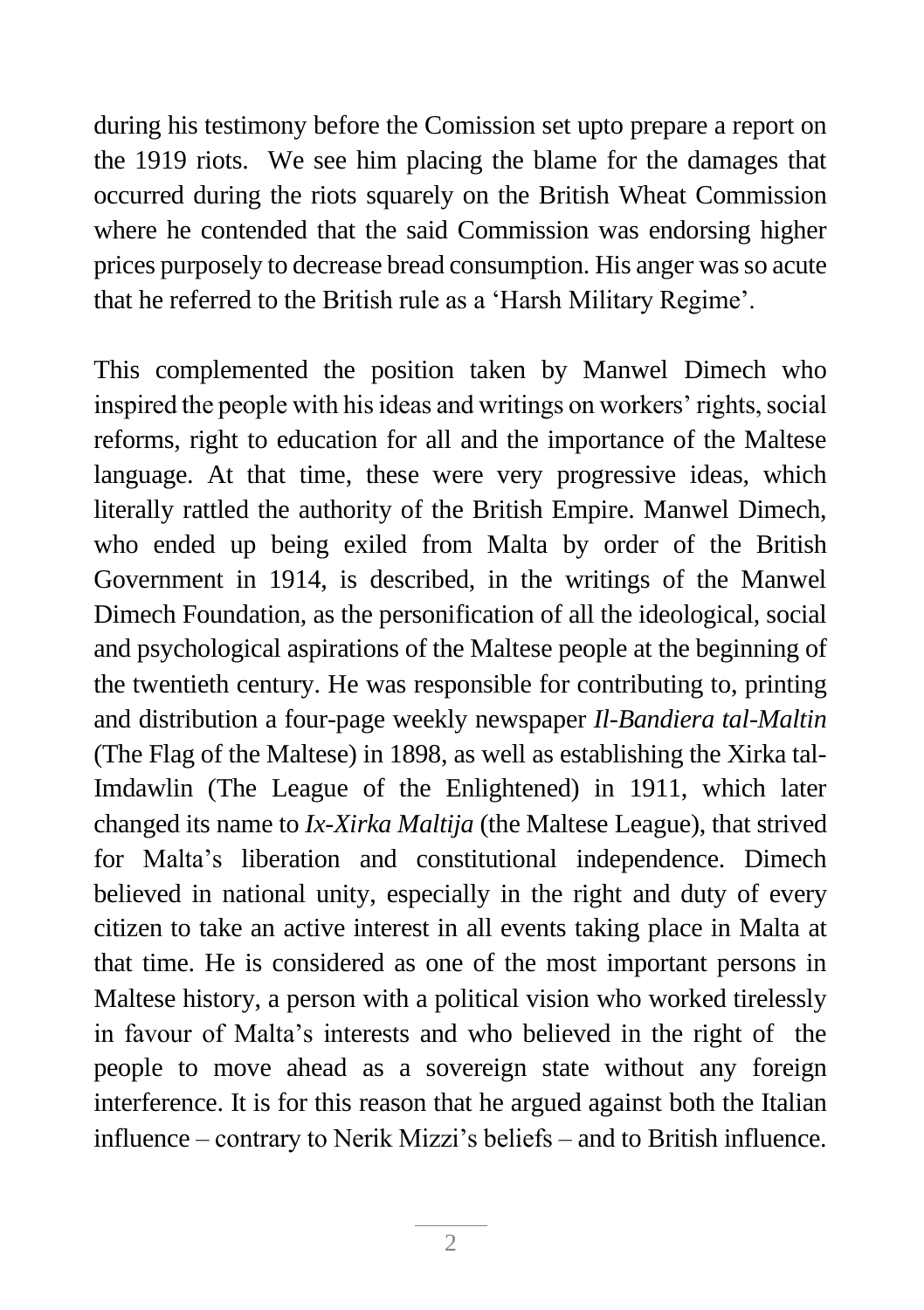during his testimony before the Comission set upto prepare a report on the 1919 riots. We see him placing the blame for the damages that occurred during the riots squarely on the British Wheat Commission where he contended that the said Commission was endorsing higher prices purposely to decrease bread consumption. His anger was so acute that he referred to the British rule as a 'Harsh Military Regime'.

This complemented the position taken by Manwel Dimech who inspired the people with his ideas and writings on workers' rights, social reforms, right to education for all and the importance of the Maltese language. At that time, these were very progressive ideas, which literally rattled the authority of the British Empire. Manwel Dimech, who ended up being exiled from Malta by order of the British Government in 1914, is described, in the writings of the Manwel Dimech Foundation, as the personification of all the ideological, social and psychological aspirations of the Maltese people at the beginning of the twentieth century. He was responsible for contributing to, printing and distribution a four-page weekly newspaper *Il-Bandiera tal-Maltin* (The Flag of the Maltese) in 1898, as well as establishing the Xirka tal-Imdawlin (The League of the Enlightened) in 1911, which later changed its name to *Ix-Xirka Maltija* (the Maltese League), that strived for Malta's liberation and constitutional independence. Dimech believed in national unity, especially in the right and duty of every citizen to take an active interest in all events taking place in Malta at that time. He is considered as one of the most important persons in Maltese history, a person with a political vision who worked tirelessly in favour of Malta's interests and who believed in the right of the people to move ahead as a sovereign state without any foreign interference. It is for this reason that he argued against both the Italian influence – contrary to Nerik Mizzi's beliefs – and to British influence.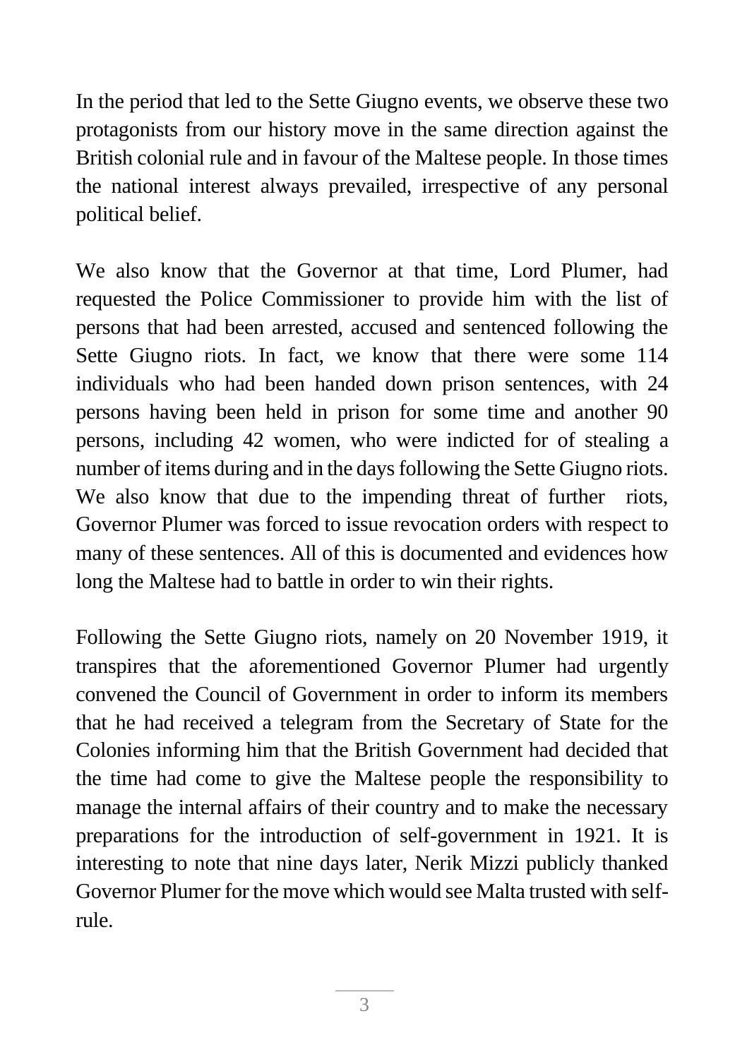In the period that led to the Sette Giugno events, we observe these two protagonists from our history move in the same direction against the British colonial rule and in favour of the Maltese people. In those times the national interest always prevailed, irrespective of any personal political belief.

We also know that the Governor at that time, Lord Plumer, had requested the Police Commissioner to provide him with the list of persons that had been arrested, accused and sentenced following the Sette Giugno riots. In fact, we know that there were some 114 individuals who had been handed down prison sentences, with 24 persons having been held in prison for some time and another 90 persons, including 42 women, who were indicted for of stealing a number of items during and in the days following the Sette Giugno riots. We also know that due to the impending threat of further riots, Governor Plumer was forced to issue revocation orders with respect to many of these sentences. All of this is documented and evidences how long the Maltese had to battle in order to win their rights.

Following the Sette Giugno riots, namely on 20 November 1919, it transpires that the aforementioned Governor Plumer had urgently convened the Council of Government in order to inform its members that he had received a telegram from the Secretary of State for the Colonies informing him that the British Government had decided that the time had come to give the Maltese people the responsibility to manage the internal affairs of their country and to make the necessary preparations for the introduction of self-government in 1921. It is interesting to note that nine days later, Nerik Mizzi publicly thanked Governor Plumer for the move which would see Malta trusted with self-rule.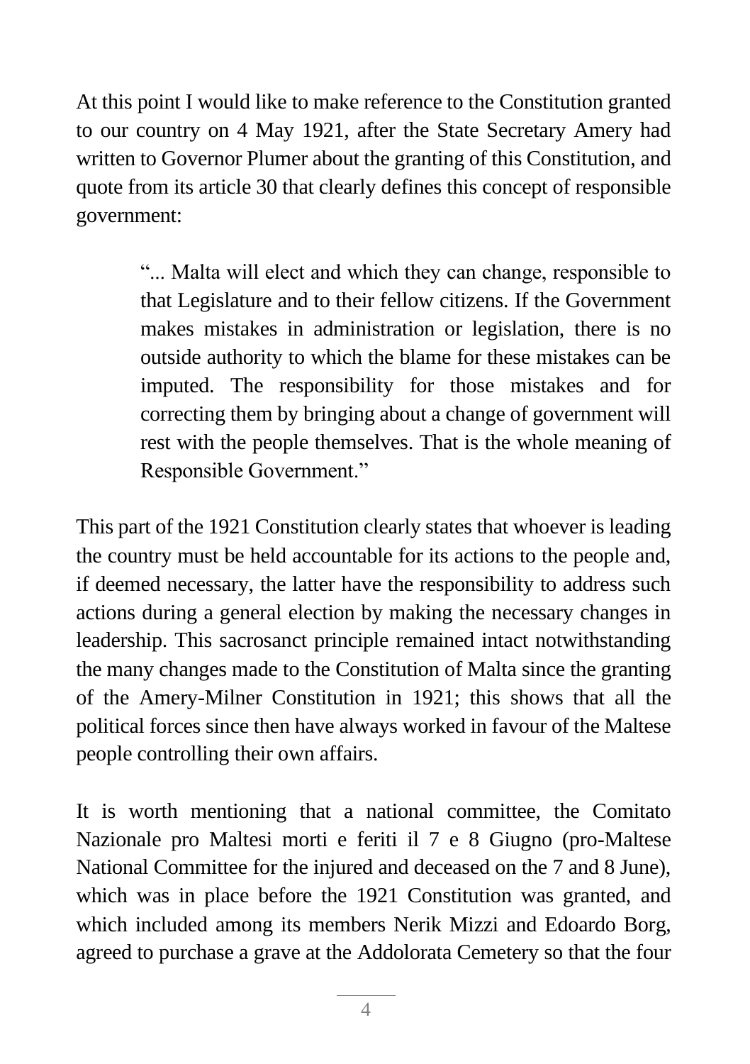At this point I would like to make reference to the Constitution granted to our country on 4 May 1921, after the State Secretary Amery had written to Governor Plumer about the granting of this Constitution, and quote from its article 30 that clearly defines this concept of responsible government:

> "... Malta will elect and which they can change, responsible to that Legislature and to their fellow citizens. If the Government makes mistakes in administration or legislation, there is no outside authority to which the blame for these mistakes can be imputed. The responsibility for those mistakes and for correcting them by bringing about a change of government will rest with the people themselves. That is the whole meaning of Responsible Government."

This part of the 1921 Constitution clearly states that whoever is leading the country must be held accountable for its actions to the people and, if deemed necessary, the latter have the responsibility to address such actions during a general election by making the necessary changes in leadership. This sacrosanct principle remained intact notwithstanding the many changes made to the Constitution of Malta since the granting of the Amery-Milner Constitution in 1921; this shows that all the political forces since then have always worked in favour of the Maltese people controlling their own affairs.

It is worth mentioning that a national committee, the Comitato Nazionale pro Maltesi morti e feriti il 7 e 8 Giugno (pro-Maltese National Committee for the injured and deceased on the 7 and 8 June), which was in place before the 1921 Constitution was granted, and which included among its members Nerik Mizzi and Edoardo Borg, agreed to purchase a grave at the Addolorata Cemetery so that the four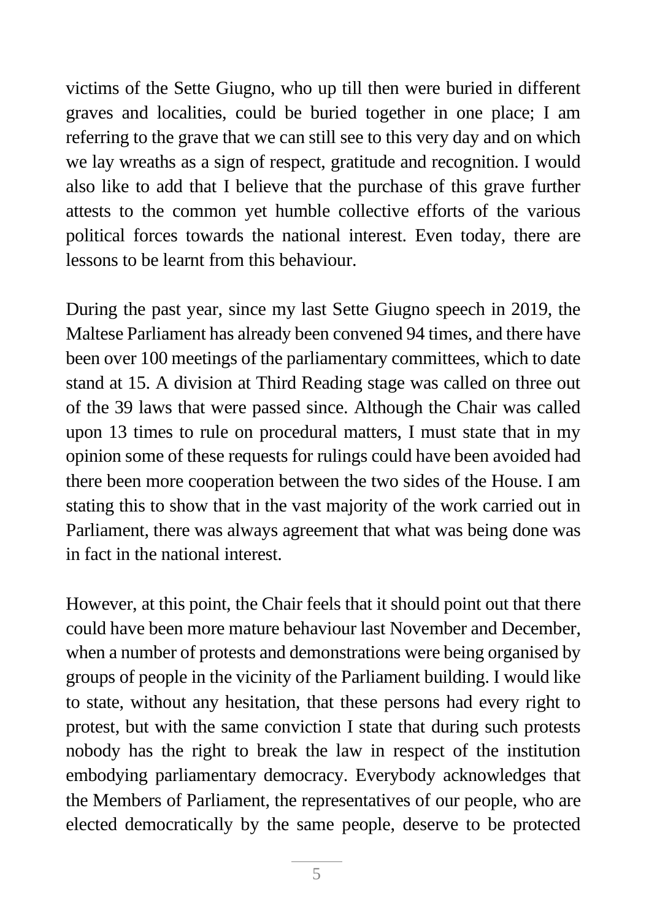victims of the Sette Giugno, who up till then were buried in different graves and localities, could be buried together in one place; I am referring to the grave that we can still see to this very day and on which we lay wreaths as a sign of respect, gratitude and recognition. I would also like to add that I believe that the purchase of this grave further attests to the common yet humble collective efforts of the various political forces towards the national interest. Even today, there are lessons to be learnt from this behaviour.

During the past year, since my last Sette Giugno speech in 2019, the Maltese Parliament has already been convened 94 times, and there have been over 100 meetings of the parliamentary committees, which to date stand at 15. A division at Third Reading stage was called on three out of the 39 laws that were passed since. Although the Chair was called upon 13 times to rule on procedural matters, I must state that in my opinion some of these requests for rulings could have been avoided had there been more cooperation between the two sides of the House. I am stating this to show that in the vast majority of the work carried out in Parliament, there was always agreement that what was being done was in fact in the national interest.

However, at this point, the Chair feels that it should point out that there could have been more mature behaviour last November and December, when a number of protests and demonstrations were being organised by groups of people in the vicinity of the Parliament building. I would like to state, without any hesitation, that these persons had every right to protest, but with the same conviction I state that during such protests nobody has the right to break the law in respect of the institution embodying parliamentary democracy. Everybody acknowledges that the Members of Parliament, the representatives of our people, who are elected democratically by the same people, deserve to be protected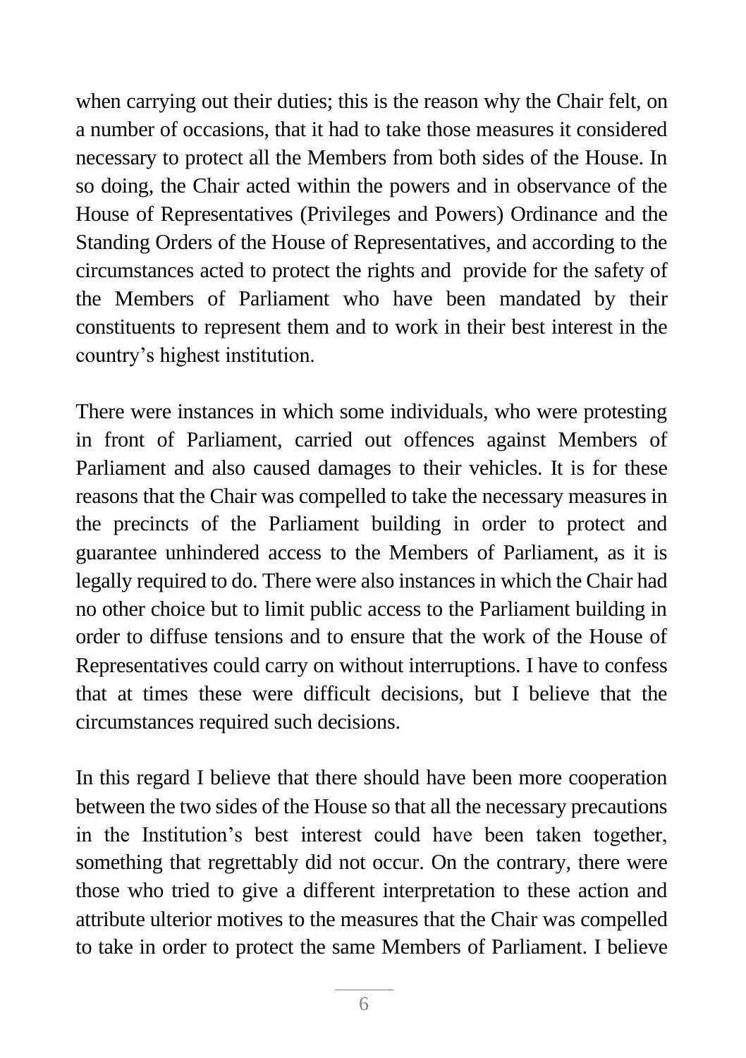when carrying out their duties; this is the reason why the Chair felt, on a number of occasions, that it had to take those measures it considered necessary to protect all the Members from both sides of the House. In so doing, the Chair acted within the powers and in observance of the House of Representatives (Privileges and Powers) Ordinance and the Standing Orders of the House of Representatives, and according to the circumstances acted to protect the rights and  provide for the safety of the Members of Parliament who have been mandated by their constituents to represent them and to work in their best interest in the country's highest institution.

There were instances in which some individuals, who were protesting in front of Parliament, carried out offences against Members of Parliament and also caused damages to their vehicles. It is for these reasons that the Chair was compelled to take the necessary measures in the precincts of the Parliament building in order to protect and guarantee unhindered access to the Members of Parliament, as it is legally required to do. There were also instances in which the Chair had no other choice but to limit public access to the Parliament building in order to diffuse tensions and to ensure that the work of the House of Representatives could carry on without interruptions. I have to confess that at times these were difficult decisions, but I believe that the circumstances required such decisions.

In this regard I believe that there should have been more cooperation between the two sides of the House so that all the necessary precautions in the Institution's best interest could have been taken together, something that regrettably did not occur. On the contrary, there were those who tried to give a different interpretation to these action and attribute ulterior motives to the measures that the Chair was compelled to take in order to protect the same Members of Parliament. I believe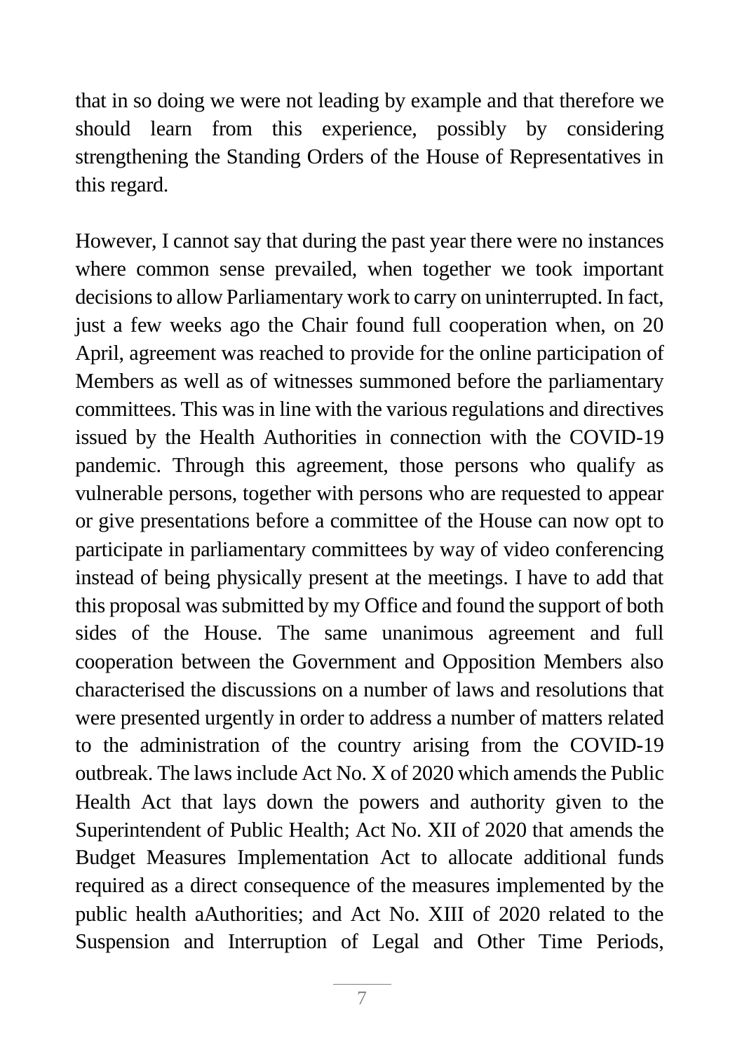that in so doing we were not leading by example and that therefore we should learn from this experience, possibly by considering strengthening the Standing Orders of the House of Representatives in this regard.

However, I cannot say that during the past year there were no instances where common sense prevailed, when together we took important decisions to allow Parliamentary work to carry on uninterrupted. In fact, just a few weeks ago the Chair found full cooperation when, on 20 April, agreement was reached to provide for the online participation of Members as well as of witnesses summoned before the parliamentary committees. This was in line with the various regulations and directives issued by the Health Authorities in connection with the COVID-19 pandemic. Through this agreement, those persons who qualify as vulnerable persons, together with persons who are requested to appear or give presentations before a committee of the House can now opt to participate in parliamentary committees by way of video conferencing instead of being physically present at the meetings. I have to add that this proposal was submitted by my Office and found the support of both sides of the House. The same unanimous agreement and full cooperation between the Government and Opposition Members also characterised the discussions on a number of laws and resolutions that were presented urgently in order to address a number of matters related to the administration of the country arising from the COVID-19 outbreak. The laws include Act No. X of 2020 which amends the Public Health Act that lays down the powers and authority given to the Superintendent of Public Health; Act No. XII of 2020 that amends the Budget Measures Implementation Act to allocate additional funds required as a direct consequence of the measures implemented by the public health aAuthorities; and Act No. XIII of 2020 related to the Suspension and Interruption of Legal and Other Time Periods,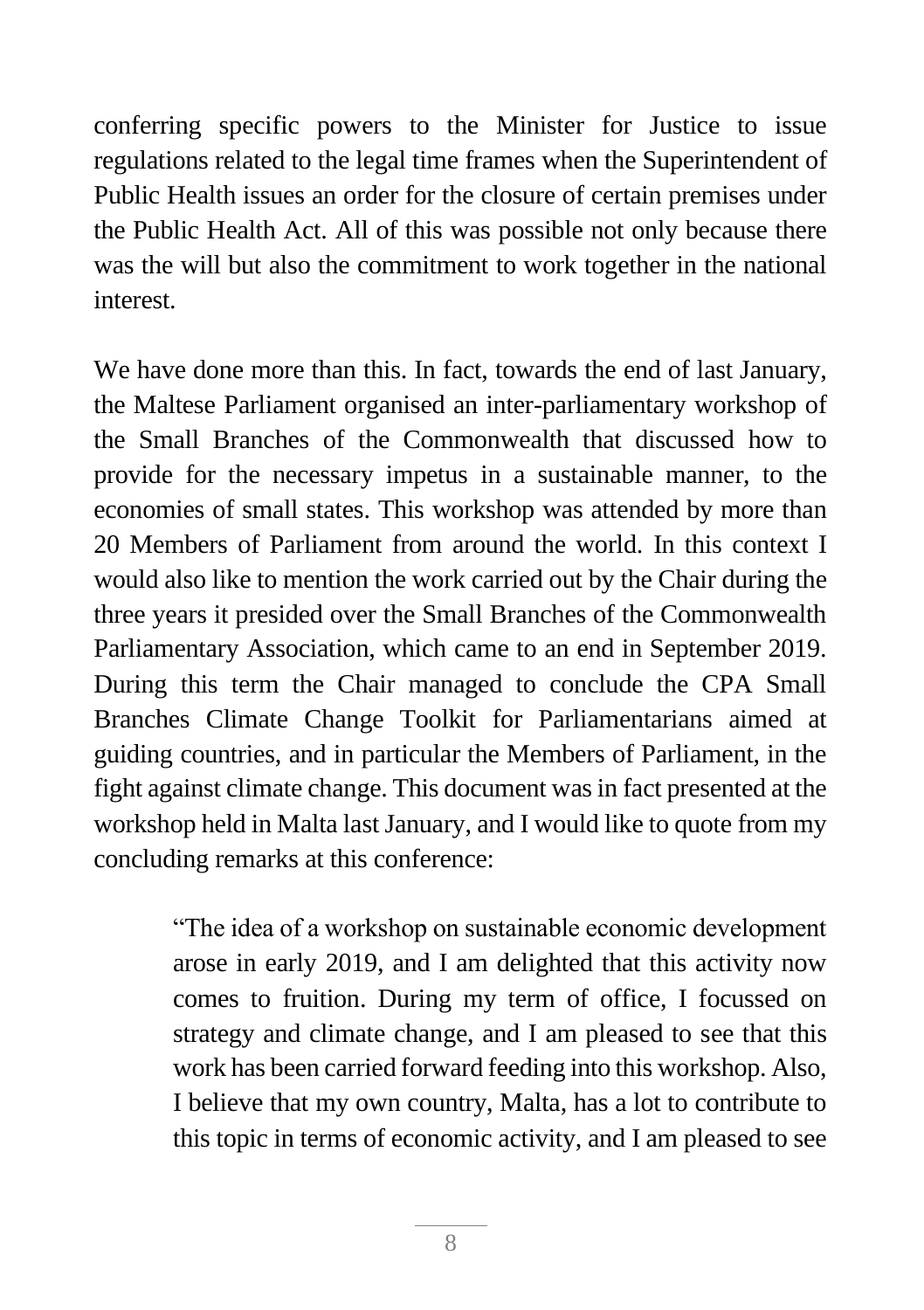conferring specific powers to the Minister for Justice to issue regulations related to the legal time frames when the Superintendent of Public Health issues an order for the closure of certain premises under the Public Health Act. All of this was possible not only because there was the will but also the commitment to work together in the national interest.

We have done more than this. In fact, towards the end of last January, the Maltese Parliament organised an inter-parliamentary workshop of the Small Branches of the Commonwealth that discussed how to provide for the necessary impetus in a sustainable manner, to the economies of small states. This workshop was attended by more than 20 Members of Parliament from around the world. In this context I would also like to mention the work carried out by the Chair during the three years it presided over the Small Branches of the Commonwealth Parliamentary Association, which came to an end in September 2019. During this term the Chair managed to conclude the CPA Small Branches Climate Change Toolkit for Parliamentarians aimed at guiding countries, and in particular the Members of Parliament, in the fight against climate change. This document was in fact presented at the workshop held in Malta last January, and I would like to quote from my concluding remarks at this conference:

> "The idea of a workshop on sustainable economic development arose in early 2019, and I am delighted that this activity now comes to fruition. During my term of office, I focussed on strategy and climate change, and I am pleased to see that this work has been carried forward feeding into this workshop. Also, I believe that my own country, Malta, has a lot to contribute to this topic in terms of economic activity, and I am pleased to see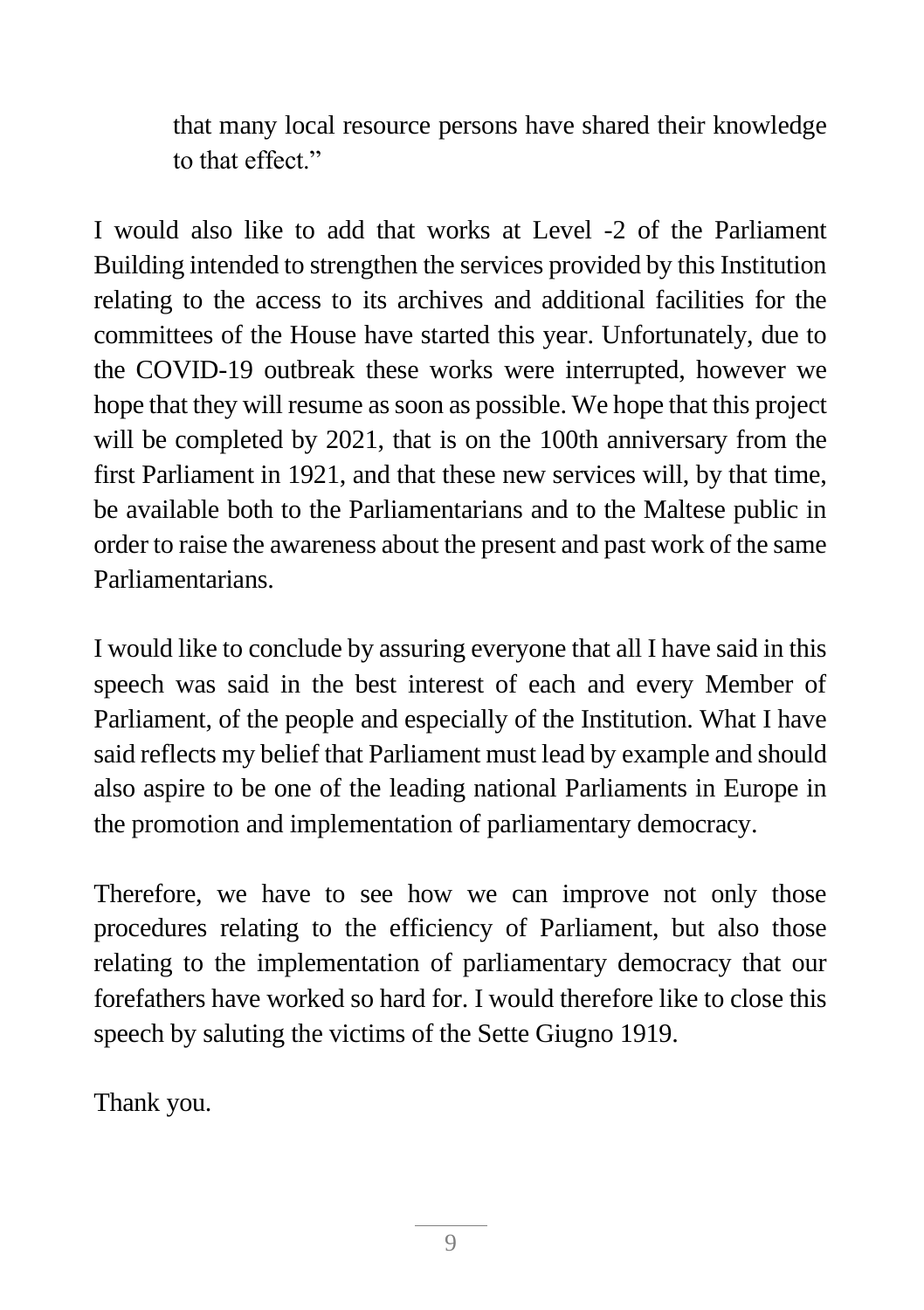> that many local resource persons have shared their knowledge to that effect."

I would also like to add that works at Level -2 of the Parliament Building intended to strengthen the services provided by this Institution relating to the access to its archives and additional facilities for the committees of the House have started this year. Unfortunately, due to the COVID-19 outbreak these works were interrupted, however we hope that they will resume as soon as possible. We hope that this project will be completed by 2021, that is on the 100th anniversary from the first Parliament in 1921, and that these new services will, by that time, be available both to the Parliamentarians and to the Maltese public in order to raise the awareness about the present and past work of the same Parliamentarians.

I would like to conclude by assuring everyone that all I have said in this speech was said in the best interest of each and every Member of Parliament, of the people and especially of the Institution. What I have said reflects my belief that Parliament must lead by example and should also aspire to be one of the leading national Parliaments in Europe in the promotion and implementation of parliamentary democracy.

Therefore, we have to see how we can improve not only those procedures relating to the efficiency of Parliament, but also those relating to the implementation of parliamentary democracy that our forefathers have worked so hard for. I would therefore like to close this speech by saluting the victims of the Sette Giugno 1919.

Thank you.